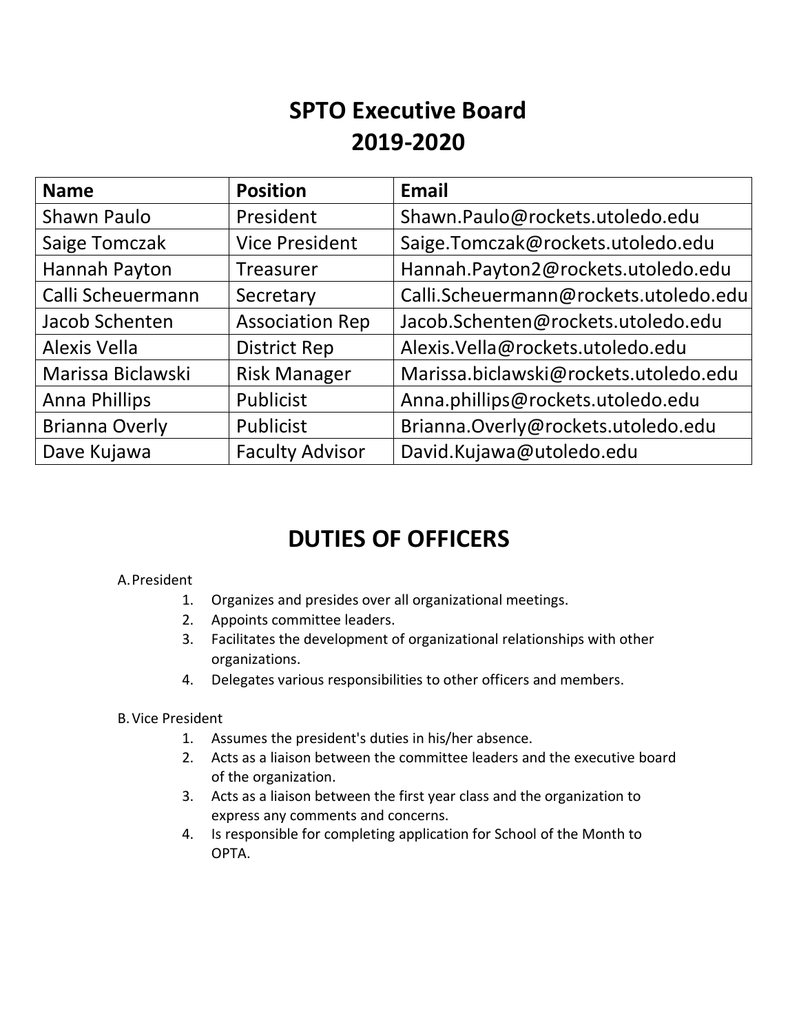# SPTO Executive Board 2019-2020

| Name | Position | Email |
|---|---|---|
| Shawn Paulo | President | Shawn.Paulo@rockets.utoledo.edu |
| Saige Tomczak | Vice President | Saige.Tomczak@rockets.utoledo.edu |
| Hannah Payton | Treasurer | Hannah.Payton2@rockets.utoledo.edu |
| Calli Scheuermann | Secretary | Calli.Scheuermann@rockets.utoledo.edu |
| Jacob Schenten | Association Rep | Jacob.Schenten@rockets.utoledo.edu |
| Alexis Vella | District Rep | Alexis.Vella@rockets.utoledo.edu |
| Marissa Biclawski | Risk Manager | Marissa.biclawski@rockets.utoledo.edu |
| Anna Phillips | Publicist | Anna.phillips@rockets.utoledo.edu |
| Brianna Overly | Publicist | Brianna.Overly@rockets.utoledo.edu |
| Dave Kujawa | Faculty Advisor | David.Kujawa@utoledo.edu |

# DUTIES OF OFFICERS

A. President

1. Organizes and presides over all organizational meetings.
2. Appoints committee leaders.
3. Facilitates the development of organizational relationships with other organizations.
4. Delegates various responsibilities to other officers and members.

B. Vice President

1. Assumes the president's duties in his/her absence.
2. Acts as a liaison between the committee leaders and the executive board of the organization.
3. Acts as a liaison between the first year class and the organization to express any comments and concerns.
4. Is responsible for completing application for School of the Month to OPTA.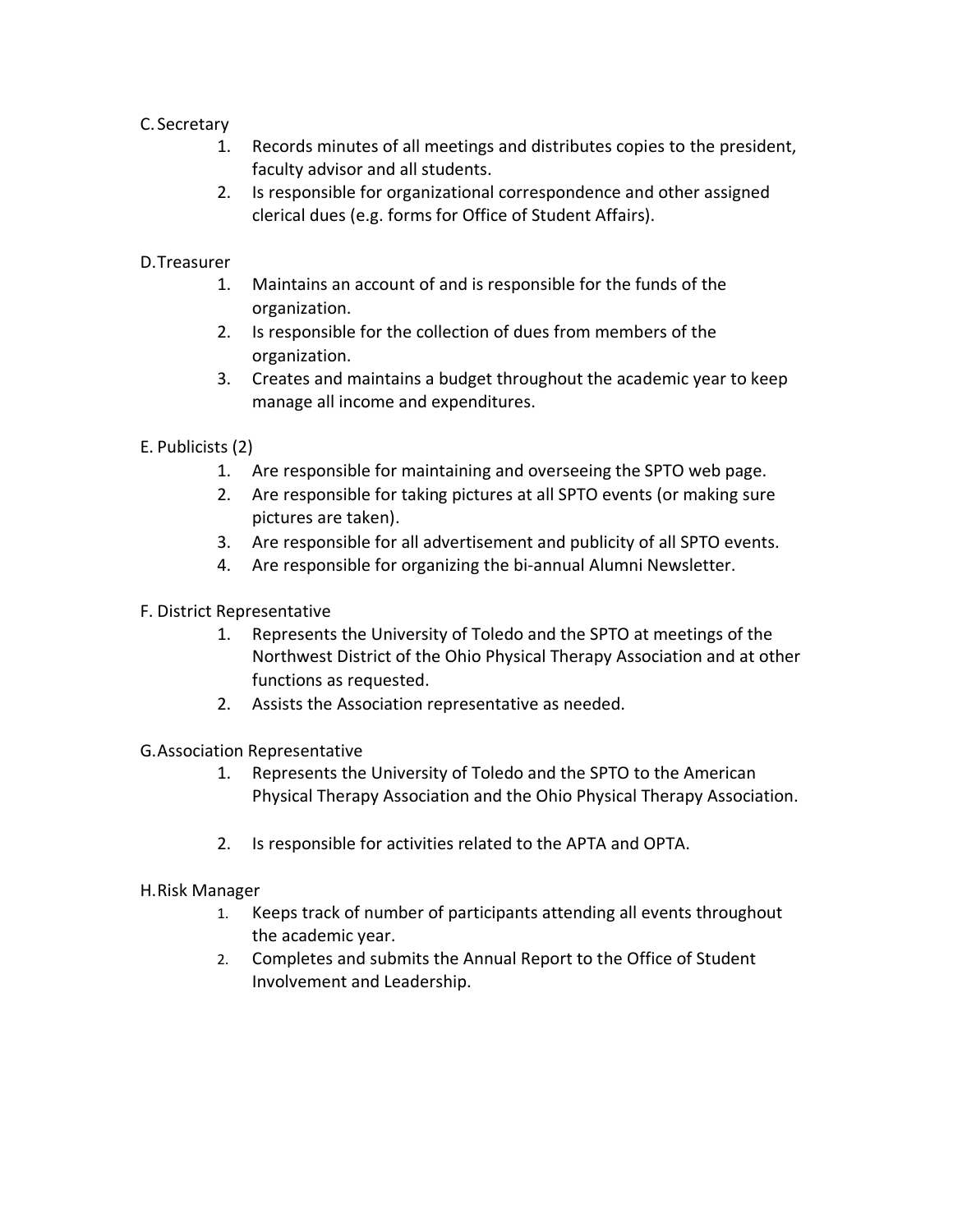C. Secretary

1. Records minutes of all meetings and distributes copies to the president, faculty advisor and all students.
2. Is responsible for organizational correspondence and other assigned clerical dues (e.g. forms for Office of Student Affairs).

D. Treasurer

1. Maintains an account of and is responsible for the funds of the organization.
2. Is responsible for the collection of dues from members of the organization.
3. Creates and maintains a budget throughout the academic year to keep manage all income and expenditures.

E. Publicists (2)

1. Are responsible for maintaining and overseeing the SPTO web page.
2. Are responsible for taking pictures at all SPTO events (or making sure pictures are taken).
3. Are responsible for all advertisement and publicity of all SPTO events.
4. Are responsible for organizing the bi-annual Alumni Newsletter.

F. District Representative

1. Represents the University of Toledo and the SPTO at meetings of the Northwest District of the Ohio Physical Therapy Association and at other functions as requested.
2. Assists the Association representative as needed.

G. Association Representative

1. Represents the University of Toledo and the SPTO to the American Physical Therapy Association and the Ohio Physical Therapy Association.
2. Is responsible for activities related to the APTA and OPTA.

H. Risk Manager

1. Keeps track of number of participants attending all events throughout the academic year.
2. Completes and submits the Annual Report to the Office of Student Involvement and Leadership.